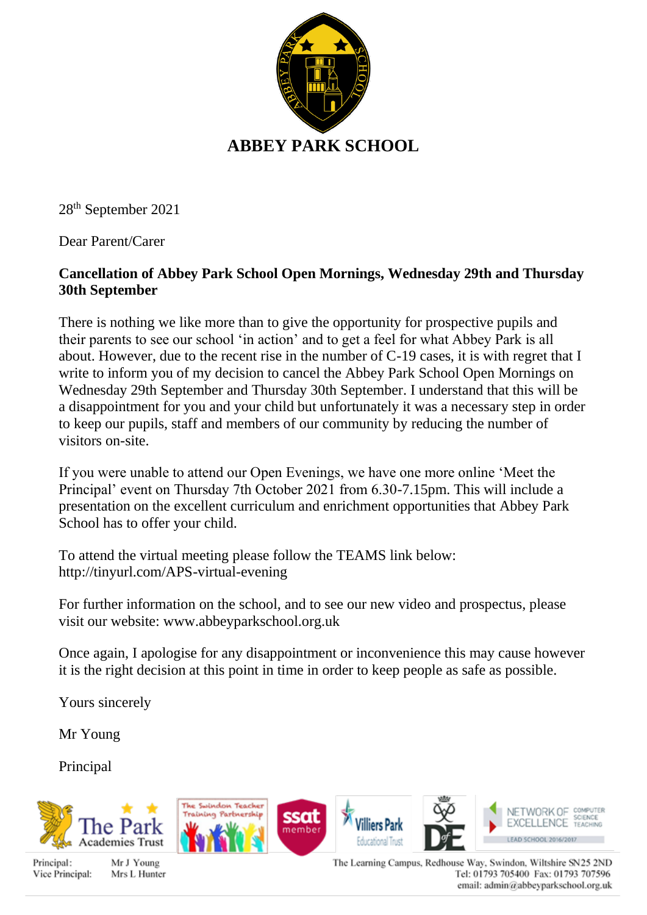# ABBEY PARK SCHOOL

28th September 2021

Dear Parent/Carer

**Cancellation of Abbey Park School Open Mornings, Wednesday 29th and Thursday 30th September**

There is nothing we like more than to give the opportunity for prospective pupils and their parents to see our school 'in action' and to get a feel for what Abbey Park is all about. However, due to the recent rise in the number of C-19 cases, it is with regret that I write to inform you of my decision to cancel the Abbey Park School Open Mornings on Wednesday 29th September and Thursday 30th September. I understand that this will be a disappointment for you and your child but unfortunately it was a necessary step in order to keep our pupils, staff and members of our community by reducing the number of visitors on-site.

If you were unable to attend our Open Evenings, we have one more online 'Meet the Principal' event on Thursday 7th October 2021 from 6.30-7.15pm. This will include a presentation on the excellent curriculum and enrichment opportunities that Abbey Park School has to offer your child.

To attend the virtual meeting please follow the TEAMS link below:
http://tinyurl.com/APS-virtual-evening

For further information on the school, and to see our new video and prospectus, please visit our website: www.abbeyparkschool.org.uk

Once again, I apologise for any disappointment or inconvenience this may cause however it is the right decision at this point in time in order to keep people as safe as possible.

Yours sincerely

Mr Young

Principal

The Park Academies Trust | The Swindon Teacher Training Partnership | ssat member | Villiers Park Educational Trust | DofE | Network of Excellence Computer Science Teaching — Lead School 2016/2017

Principal: Mr J Young
Vice Principal: Mrs L Hunter

The Learning Campus, Redhouse Way, Swindon, Wiltshire SN25 2ND
Tel: 01793 705400 Fax: 01793 707596
email: admin@abbeyparkschool.org.uk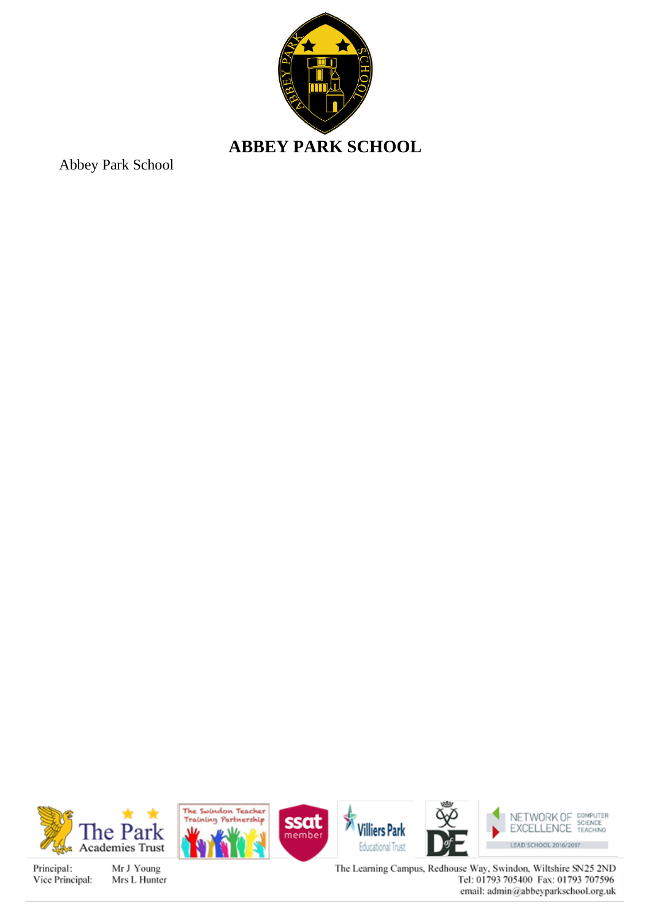# ABBEY PARK SCHOOL

Abbey Park School

Principal: Mr J Young
Vice Principal: Mrs L Hunter

The Learning Campus, Redhouse Way, Swindon, Wiltshire SN25 2ND
Tel: 01793 705400 Fax: 01793 707596
email: admin@abbeyparkschool.org.uk